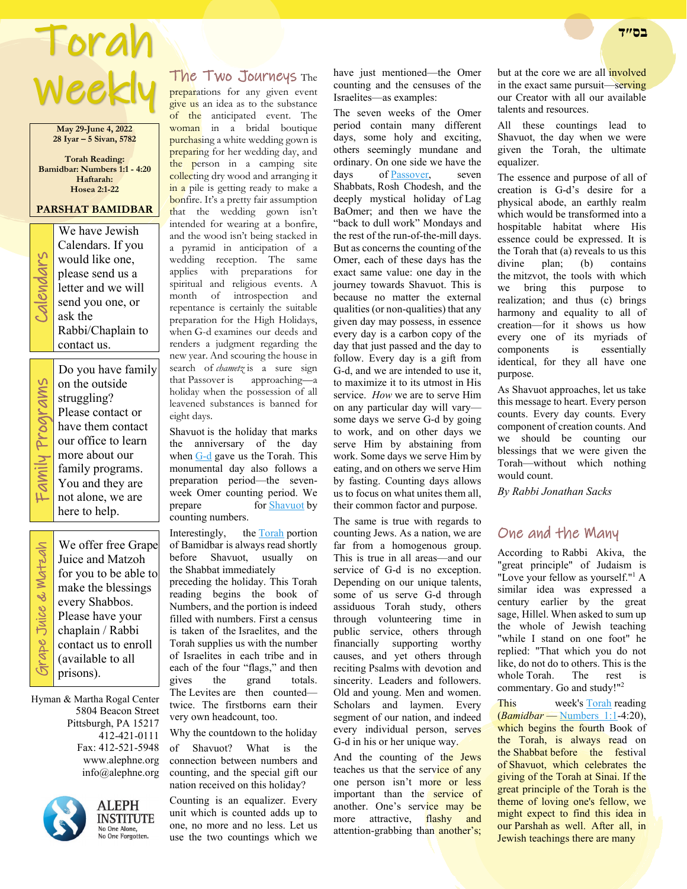בס"ד

# Torah Weekly

**May 29-June 4, 2022**
**28 Iyar – 5 Sivan, 5782**

**Torah Reading:**
**Bamidbar: Numbers 1:1 - 4:20**
**Haftarah:**
**Hosea 2:1-22**

**PARSHAT BAMIDBAR**

### Calendars

We have Jewish Calendars. If you would like one, please send us a letter and we will send you one, or ask the Rabbi/Chaplain to contact us.

### Family Programs

Do you have family on the outside struggling? Please contact or have them contact our office to learn more about our family programs. You and they are not alone, we are here to help.

### Grape Juice & Matzah

We offer free Grape Juice and Matzoh for you to be able to make the blessings every Shabbos. Please have your chaplain / Rabbi contact us to enroll (available to all prisons).

Hyman & Martha Rogal Center
5804 Beacon Street
Pittsburgh, PA 15217
412-421-0111
Fax: 412-521-5948
www.alephne.org
info@alephne.org

ALEPH INSTITUTE
No One Alone, No One Forgotten.

## The Two Journeys

The preparations for any given event give us an idea as to the substance of the anticipated event. The woman in a bridal boutique purchasing a white wedding gown is preparing for her wedding day, and the person in a camping site collecting dry wood and arranging it in a pile is getting ready to make a bonfire. It's a pretty fair assumption that the wedding gown isn't intended for wearing at a bonfire, and the wood isn't being stacked in a pyramid in anticipation of a wedding reception. The same applies with preparations for spiritual and religious events. A month of introspection and repentance is certainly the suitable preparation for the High Holidays, when G-d examines our deeds and renders a judgment regarding the new year. And scouring the house in search of *chametz* is a sure sign that Passover is approaching—a holiday when the possession of all leavened substances is banned for eight days.

Shavuot is the holiday that marks the anniversary of the day when G-d gave us the Torah. This monumental day also follows a preparation period—the seven-week Omer counting period. We prepare for Shavuot by counting numbers.

Interestingly, the Torah portion of Bamidbar is always read shortly before Shavuot, usually on the Shabbat immediately preceding the holiday. This Torah reading begins the book of Numbers, and the portion is indeed filled with numbers. First a census is taken of the Israelites, and the Torah supplies us with the number of Israelites in each tribe and in each of the four "flags," and then gives the grand totals. The Levites are then counted—twice. The firstborns earn their very own headcount, too.

Why the countdown to the holiday of Shavuot? What is the connection between numbers and counting, and the special gift our nation received on this holiday?

Counting is an equalizer. Every unit which is counted adds up to one, no more and no less. Let us use the two countings which we have just mentioned—the Omer counting and the censuses of the Israelites—as examples:

The seven weeks of the Omer period contain many different days, some holy and exciting, others seemingly mundane and ordinary. On one side we have the days of Passover, seven Shabbats, Rosh Chodesh, and the deeply mystical holiday of Lag BaOmer; and then we have the "back to dull work" Mondays and the rest of the run-of-the-mill days. But as concerns the counting of the Omer, each of these days has the exact same value: one day in the journey towards Shavuot. This is because no matter the external qualities (or non-qualities) that any given day may possess, in essence every day is a carbon copy of the day that just passed and the day to follow. Every day is a gift from G-d, and we are intended to use it, to maximize it to its utmost in His service. *How* we are to serve Him on any particular day will vary—some days we serve G-d by going to work, and on other days we serve Him by abstaining from work. Some days we serve Him by eating, and on others we serve Him by fasting. Counting days allows us to focus on what unites them all, their common factor and purpose.

The same is true with regards to counting Jews. As a nation, we are far from a homogenous group. This is true in all areas—and our service of G-d is no exception. Depending on our unique talents, some of us serve G-d through assiduous Torah study, others through volunteering time in public service, others through financially supporting worthy causes, and yet others through reciting Psalms with devotion and sincerity. Leaders and followers. Old and young. Men and women. Scholars and laymen. Every segment of our nation, and indeed every individual person, serves G-d in his or her unique way.

And the counting of the Jews teaches us that the service of any one person isn't more or less important than the service of another. One's service may be more attractive, flashy and attention-grabbing than another's; but at the core we are all involved in the exact same pursuit—serving our Creator with all our available talents and resources.

All these countings lead to Shavuot, the day when we were given the Torah, the ultimate equalizer.

The essence and purpose of all of creation is G-d's desire for a physical abode, an earthly realm which would be transformed into a hospitable habitat where His essence could be expressed. It is the Torah that (a) reveals to us this divine plan; (b) contains the mitzvot, the tools with which we bring this purpose to realization; and thus (c) brings harmony and equality to all of creation—for it shows us how every one of its myriads of components is essentially identical, for they all have one purpose.

As Shavuot approaches, let us take this message to heart. Every person counts. Every day counts. Every component of creation counts. And we should be counting our blessings that we were given the Torah—without which nothing would count.

*By Rabbi Jonathan Sacks*

## One and the Many

According to Rabbi Akiva, the "great principle" of Judaism is "Love your fellow as yourself."[1] A similar idea was expressed a century earlier by the great sage, Hillel. When asked to sum up the whole of Jewish teaching "while I stand on one foot" he replied: "That which you do not like, do not do to others. This is the whole Torah. The rest is commentary. Go and study!"[2]

This week's Torah reading (*Bamidbar* — Numbers 1:1-4:20), which begins the fourth Book of the Torah, is always read on the Shabbat before the festival of Shavuot, which celebrates the giving of the Torah at Sinai. If the great principle of the Torah is the theme of loving one's fellow, we might expect to find this idea in our Parshah as well. After all, in Jewish teachings there are many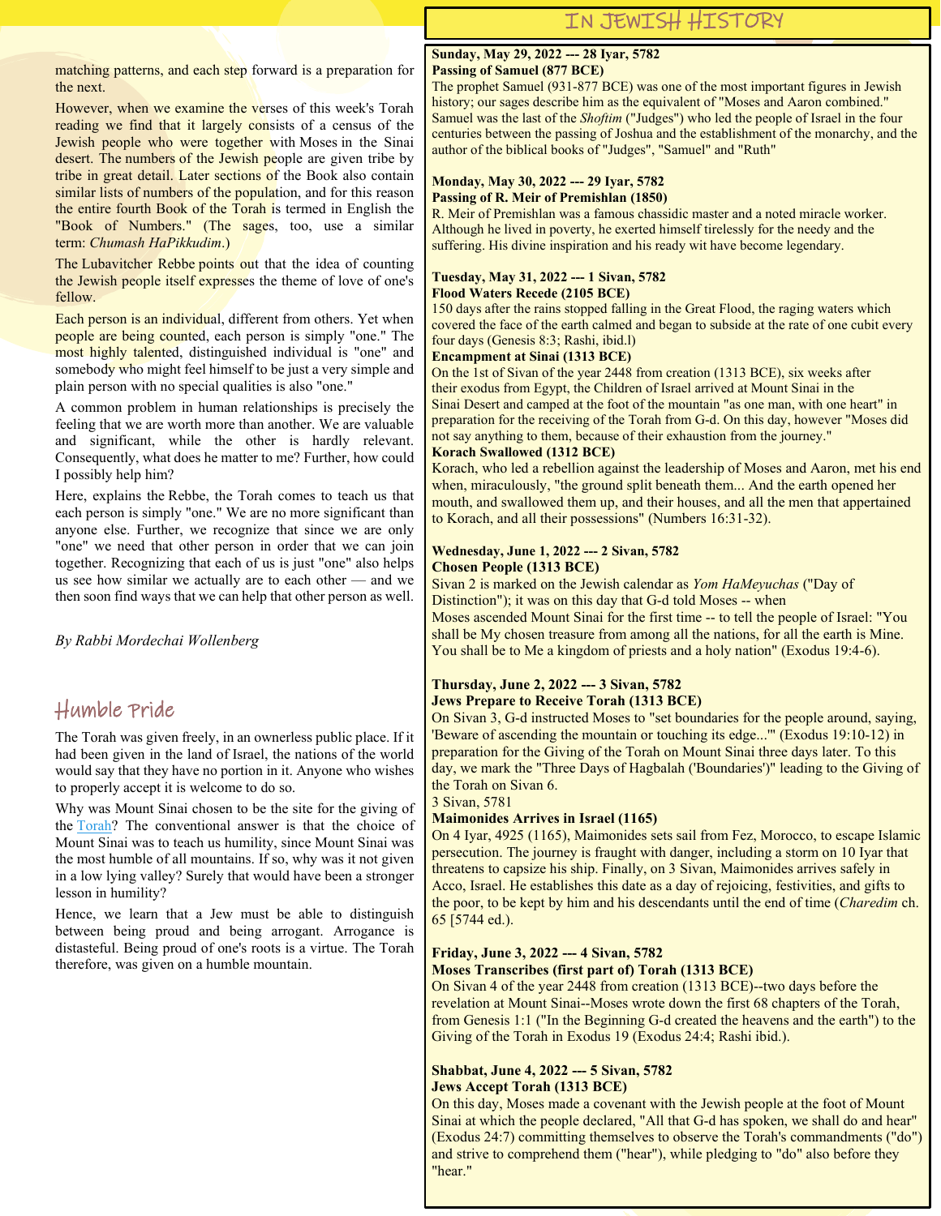matching patterns, and each step forward is a preparation for the next.

However, when we examine the verses of this week's Torah reading we find that it largely consists of a census of the Jewish people who were together with Moses in the Sinai desert. The numbers of the Jewish people are given tribe by tribe in great detail. Later sections of the Book also contain similar lists of numbers of the population, and for this reason the entire fourth Book of the Torah is termed in English the "Book of Numbers." (The sages, too, use a similar term: *Chumash HaPikkudim*.)

The Lubavitcher Rebbe points out that the idea of counting the Jewish people itself expresses the theme of love of one's fellow.

Each person is an individual, different from others. Yet when people are being counted, each person is simply "one." The most highly talented, distinguished individual is "one" and somebody who might feel himself to be just a very simple and plain person with no special qualities is also "one."

A common problem in human relationships is precisely the feeling that we are worth more than another. We are valuable and significant, while the other is hardly relevant. Consequently, what does he matter to me? Further, how could I possibly help him?

Here, explains the Rebbe, the Torah comes to teach us that each person is simply "one." We are no more significant than anyone else. Further, we recognize that since we are only "one" we need that other person in order that we can join together. Recognizing that each of us is just "one" also helps us see how similar we actually are to each other — and we then soon find ways that we can help that other person as well.

*By Rabbi Mordechai Wollenberg*

## Humble Pride

The Torah was given freely, in an ownerless public place. If it had been given in the land of Israel, the nations of the world would say that they have no portion in it. Anyone who wishes to properly accept it is welcome to do so.

Why was Mount Sinai chosen to be the site for the giving of the Torah? The conventional answer is that the choice of Mount Sinai was to teach us humility, since Mount Sinai was the most humble of all mountains. If so, why was it not given in a low lying valley? Surely that would have been a stronger lesson in humility?

Hence, we learn that a Jew must be able to distinguish between being proud and being arrogant. Arrogance is distasteful. Being proud of one's roots is a virtue. The Torah therefore, was given on a humble mountain.

## In Jewish History

**Sunday, May 29, 2022 --- 28 Iyar, 5782**
**Passing of Samuel (877 BCE)**
The prophet Samuel (931-877 BCE) was one of the most important figures in Jewish history; our sages describe him as the equivalent of "Moses and Aaron combined." Samuel was the last of the *Shoftim* ("Judges") who led the people of Israel in the four centuries between the passing of Joshua and the establishment of the monarchy, and the author of the biblical books of "Judges", "Samuel" and "Ruth"

**Monday, May 30, 2022 --- 29 Iyar, 5782**
**Passing of R. Meir of Premishlan (1850)**
R. Meir of Premishlan was a famous chassidic master and a noted miracle worker. Although he lived in poverty, he exerted himself tirelessly for the needy and the suffering. His divine inspiration and his ready wit have become legendary.

**Tuesday, May 31, 2022 --- 1 Sivan, 5782**
**Flood Waters Recede (2105 BCE)**
150 days after the rains stopped falling in the Great Flood, the raging waters which covered the face of the earth calmed and began to subside at the rate of one cubit every four days (Genesis 8:3; Rashi, ibid.l)
**Encampment at Sinai (1313 BCE)**
On the 1st of Sivan of the year 2448 from creation (1313 BCE), six weeks after their exodus from Egypt, the Children of Israel arrived at Mount Sinai in the Sinai Desert and camped at the foot of the mountain "as one man, with one heart" in preparation for the receiving of the Torah from G-d. On this day, however "Moses did not say anything to them, because of their exhaustion from the journey."
**Korach Swallowed (1312 BCE)**
Korach, who led a rebellion against the leadership of Moses and Aaron, met his end when, miraculously, "the ground split beneath them... And the earth opened her mouth, and swallowed them up, and their houses, and all the men that appertained to Korach, and all their possessions" (Numbers 16:31-32).

**Wednesday, June 1, 2022 --- 2 Sivan, 5782**
**Chosen People (1313 BCE)**
Sivan 2 is marked on the Jewish calendar as *Yom HaMeyuchas* ("Day of Distinction"); it was on this day that G-d told Moses -- when Moses ascended Mount Sinai for the first time -- to tell the people of Israel: "You shall be My chosen treasure from among all the nations, for all the earth is Mine. You shall be to Me a kingdom of priests and a holy nation" (Exodus 19:4-6).

**Thursday, June 2, 2022 --- 3 Sivan, 5782**
**Jews Prepare to Receive Torah (1313 BCE)**
On Sivan 3, G-d instructed Moses to "set boundaries for the people around, saying, 'Beware of ascending the mountain or touching its edge...'" (Exodus 19:10-12) in preparation for the Giving of the Torah on Mount Sinai three days later. To this day, we mark the "Three Days of Hagbalah ('Boundaries')" leading to the Giving of the Torah on Sivan 6.
3 Sivan, 5781
**Maimonides Arrives in Israel (1165)**
On 4 Iyar, 4925 (1165), Maimonides sets sail from Fez, Morocco, to escape Islamic persecution. The journey is fraught with danger, including a storm on 10 Iyar that threatens to capsize his ship. Finally, on 3 Sivan, Maimonides arrives safely in Acco, Israel. He establishes this date as a day of rejoicing, festivities, and gifts to the poor, to be kept by him and his descendants until the end of time (*Charedim* ch. 65 [5744 ed.).

**Friday, June 3, 2022 --- 4 Sivan, 5782**
**Moses Transcribes (first part of) Torah (1313 BCE)**
On Sivan 4 of the year 2448 from creation (1313 BCE)--two days before the revelation at Mount Sinai--Moses wrote down the first 68 chapters of the Torah, from Genesis 1:1 ("In the Beginning G-d created the heavens and the earth") to the Giving of the Torah in Exodus 19 (Exodus 24:4; Rashi ibid.).

**Shabbat, June 4, 2022 --- 5 Sivan, 5782**
**Jews Accept Torah (1313 BCE)**
On this day, Moses made a covenant with the Jewish people at the foot of Mount Sinai at which the people declared, "All that G-d has spoken, we shall do and hear" (Exodus 24:7) committing themselves to observe the Torah's commandments ("do") and strive to comprehend them ("hear"), while pledging to "do" also before they "hear."